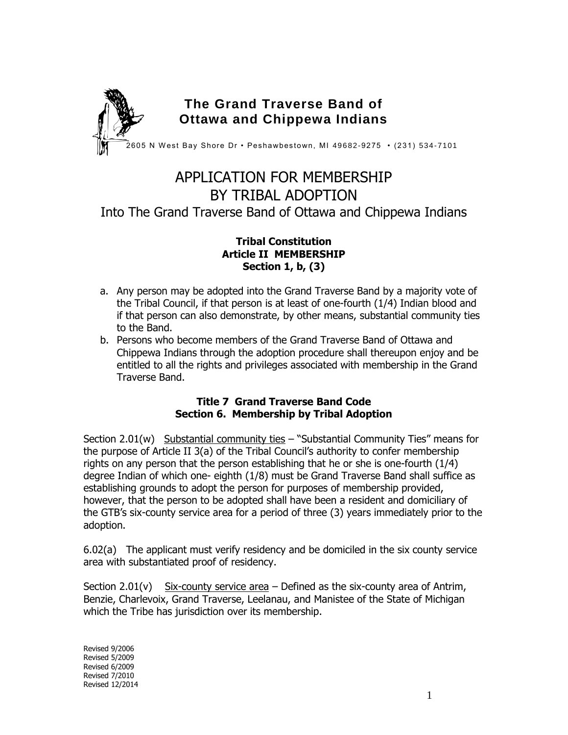**The Grand Traverse Band of Ottawa and Chippewa Indians**

2605 N West Bay Shore Dr • Peshawbestown, MI 49682-9275 • (231) 534-7101

# APPLICATION FOR MEMBERSHIP BY TRIBAL ADOPTION

## Into The Grand Traverse Band of Ottawa and Chippewa Indians

### Tribal Constitution
### Article II MEMBERSHIP
### Section 1, b, (3)

a. Any person may be adopted into the Grand Traverse Band by a majority vote of the Tribal Council, if that person is at least of one-fourth (1/4) Indian blood and if that person can also demonstrate, by other means, substantial community ties to the Band.
b. Persons who become members of the Grand Traverse Band of Ottawa and Chippewa Indians through the adoption procedure shall thereupon enjoy and be entitled to all the rights and privileges associated with membership in the Grand Traverse Band.

### Title 7 Grand Traverse Band Code
### Section 6. Membership by Tribal Adoption

Section 2.01(w) Substantial community ties – "Substantial Community Ties" means for the purpose of Article II 3(a) of the Tribal Council's authority to confer membership rights on any person that the person establishing that he or she is one-fourth (1/4) degree Indian of which one- eighth (1/8) must be Grand Traverse Band shall suffice as establishing grounds to adopt the person for purposes of membership provided, however, that the person to be adopted shall have been a resident and domiciliary of the GTB's six-county service area for a period of three (3) years immediately prior to the adoption.

6.02(a) The applicant must verify residency and be domiciled in the six county service area with substantiated proof of residency.

Section 2.01(v) Six-county service area – Defined as the six-county area of Antrim, Benzie, Charlevoix, Grand Traverse, Leelanau, and Manistee of the State of Michigan which the Tribe has jurisdiction over its membership.

Revised 9/2006
Revised 5/2009
Revised 6/2009
Revised 7/2010
Revised 12/2014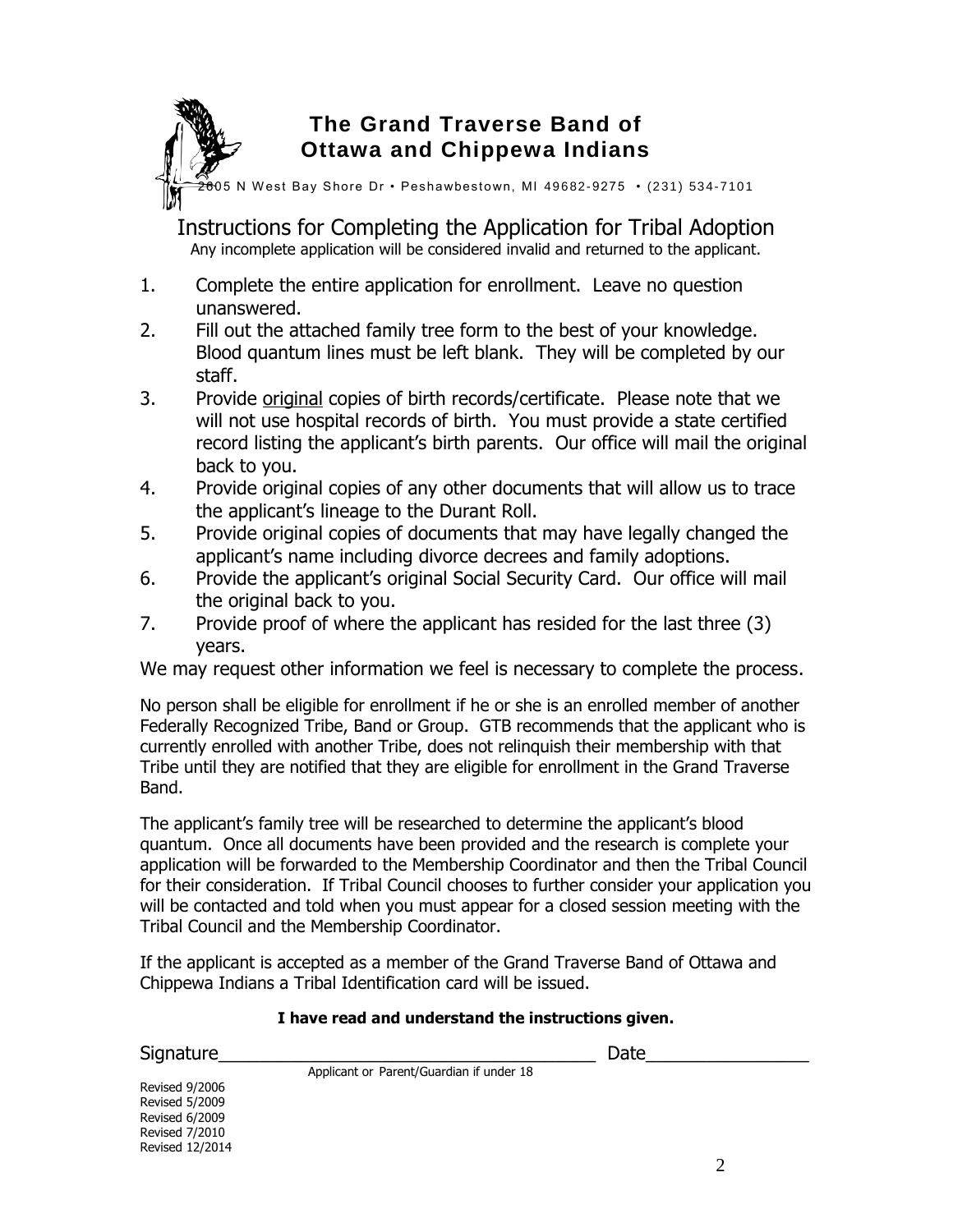# The Grand Traverse Band of Ottawa and Chippewa Indians

2605 N West Bay Shore Dr • Peshawbestown, MI 49682-9275 • (231) 534-7101

## Instructions for Completing the Application for Tribal Adoption

Any incomplete application will be considered invalid and returned to the applicant.

1. Complete the entire application for enrollment. Leave no question unanswered.
2. Fill out the attached family tree form to the best of your knowledge. Blood quantum lines must be left blank. They will be completed by our staff.
3. Provide original copies of birth records/certificate. Please note that we will not use hospital records of birth. You must provide a state certified record listing the applicant's birth parents. Our office will mail the original back to you.
4. Provide original copies of any other documents that will allow us to trace the applicant's lineage to the Durant Roll.
5. Provide original copies of documents that may have legally changed the applicant's name including divorce decrees and family adoptions.
6. Provide the applicant's original Social Security Card. Our office will mail the original back to you.
7. Provide proof of where the applicant has resided for the last three (3) years.

We may request other information we feel is necessary to complete the process.

No person shall be eligible for enrollment if he or she is an enrolled member of another Federally Recognized Tribe, Band or Group. GTB recommends that the applicant who is currently enrolled with another Tribe, does not relinquish their membership with that Tribe until they are notified that they are eligible for enrollment in the Grand Traverse Band.

The applicant's family tree will be researched to determine the applicant's blood quantum. Once all documents have been provided and the research is complete your application will be forwarded to the Membership Coordinator and then the Tribal Council for their consideration. If Tribal Council chooses to further consider your application you will be contacted and told when you must appear for a closed session meeting with the Tribal Council and the Membership Coordinator.

If the applicant is accepted as a member of the Grand Traverse Band of Ottawa and Chippewa Indians a Tribal Identification card will be issued.

**I have read and understand the instructions given.**

Signature______________________________________ Date________________
Applicant or Parent/Guardian if under 18

Revised 9/2006
Revised 5/2009
Revised 6/2009
Revised 7/2010
Revised 12/2014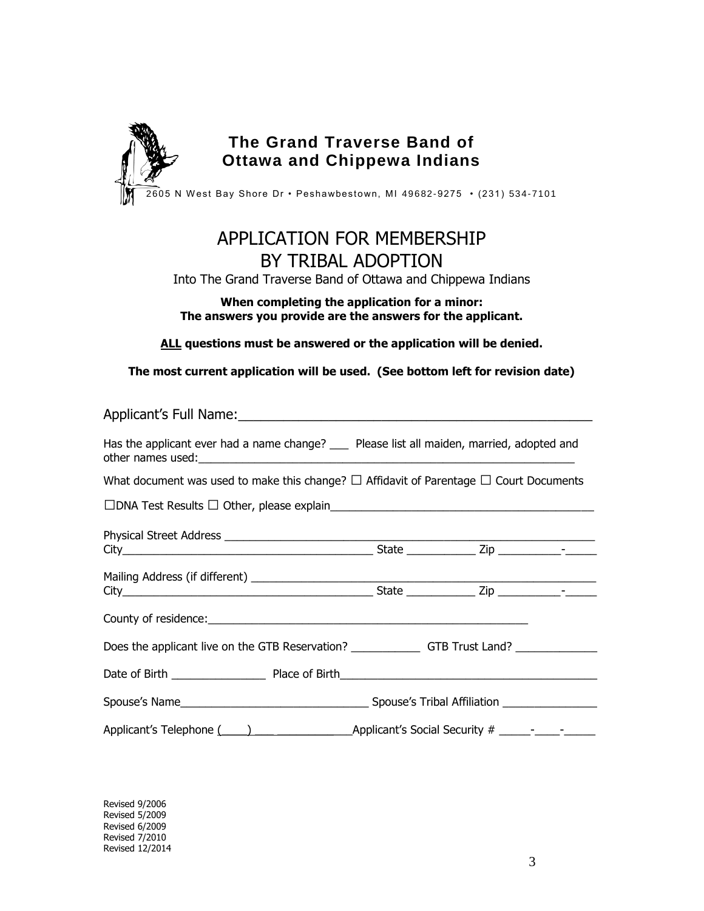**The Grand Traverse Band of Ottawa and Chippewa Indians**

2605 N West Bay Shore Dr • Peshawbestown, MI 49682-9275 • (231) 534-7101

# APPLICATION FOR MEMBERSHIP BY TRIBAL ADOPTION

Into The Grand Traverse Band of Ottawa and Chippewa Indians

**When completing the application for a minor: The answers you provide are the answers for the applicant.**

**ALL questions must be answered or the application will be denied.**

**The most current application will be used. (See bottom left for revision date)**

Applicant's Full Name:_______________________________________________

Has the applicant ever had a name change? ___ Please list all maiden, married, adopted and other names used:_______________________________________________

What document was used to make this change? ☐ Affidavit of Parentage ☐ Court Documents

☐DNA Test Results ☐ Other, please explain_______________________________________________

Physical Street Address _______________________________________________
City_______________________________________ State ___________ Zip __________-_____

Mailing Address (if different) _______________________________________________
City_______________________________________ State ___________ Zip __________-_____

County of residence:_______________________________________________

Does the applicant live on the GTB Reservation? ___________ GTB Trust Land? _____________

Date of Birth _______________ Place of Birth_______________________________________

Spouse's Name______________________________ Spouse's Tribal Affiliation _______________

Applicant's Telephone (____)_______________ Applicant's Social Security # _____-____-_____

Revised 9/2006
Revised 5/2009
Revised 6/2009
Revised 7/2010
Revised 12/2014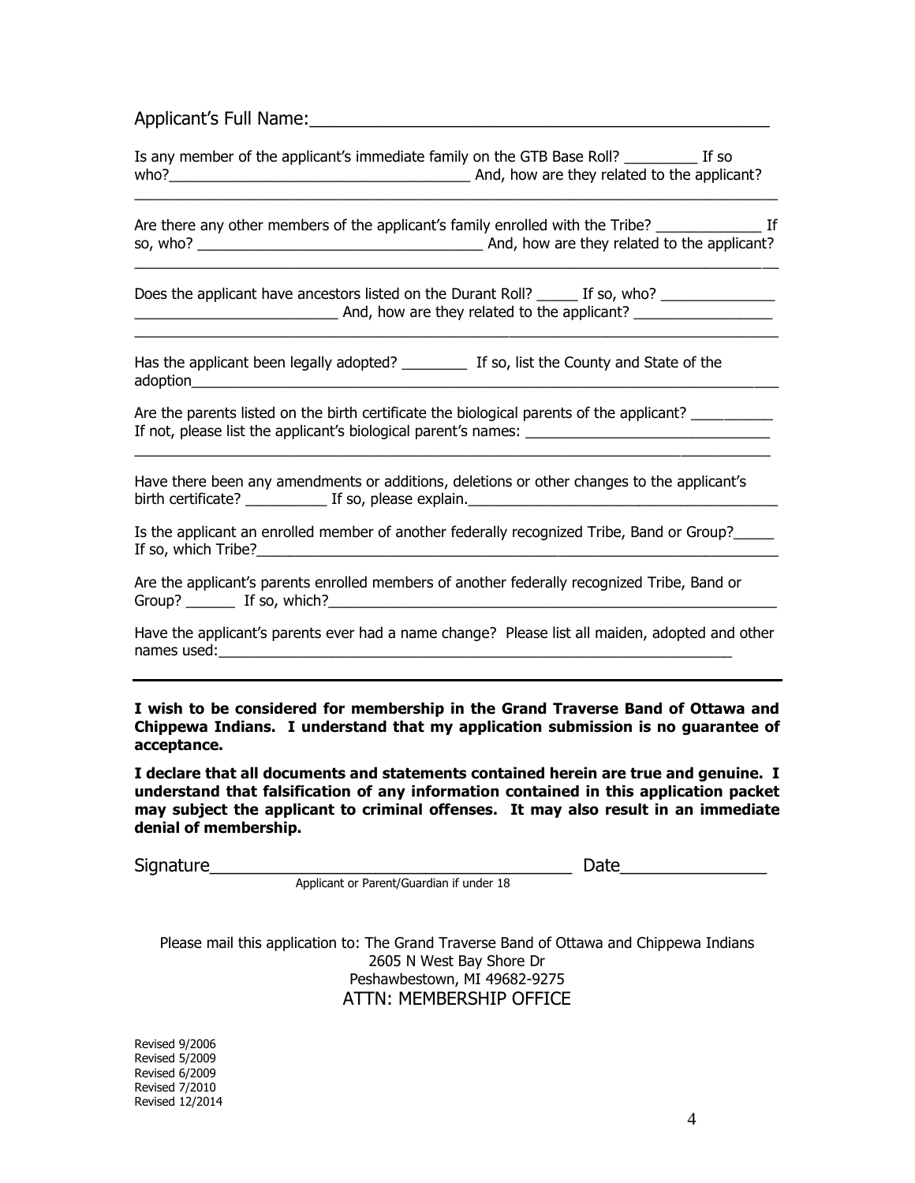Applicant's Full Name:_______________________________________________

Is any member of the applicant's immediate family on the GTB Base Roll? _________ If so who?_____________________________________ And, how are they related to the applicant? _____________________________________________________________________________

Are there any other members of the applicant's family enrolled with the Tribe? _____________ If so, who? ___________________________________ And, how are they related to the applicant? _____________________________________________________________________________

Does the applicant have ancestors listed on the Durant Roll? _____ If so, who? ______________ ________________________ And, how are they related to the applicant? _________________ _____________________________________________________________________________

Has the applicant been legally adopted? ________ If so, list the County and State of the adoption_____________________________________________________________________

Are the parents listed on the birth certificate the biological parents of the applicant? __________ If not, please list the applicant's biological parent's names: ______________________________ _____________________________________________________________________________

Have there been any amendments or additions, deletions or other changes to the applicant's birth certificate? __________ If so, please explain.______________________________________

Is the applicant an enrolled member of another federally recognized Tribe, Band or Group?_____ If so, which Tribe?___________________________________________________________________

Are the applicant's parents enrolled members of another federally recognized Tribe, Band or Group? ______ If so, which?______________________________________________________

Have the applicant's parents ever had a name change? Please list all maiden, adopted and other names used:____________________________________________________________

---

**I wish to be considered for membership in the Grand Traverse Band of Ottawa and Chippewa Indians. I understand that my application submission is no guarantee of acceptance.**

**I declare that all documents and statements contained herein are true and genuine. I understand that falsification of any information contained in this application packet may subject the applicant to criminal offenses. It may also result in an immediate denial of membership.**

Signature________________________________________ Date_______________
Applicant or Parent/Guardian if under 18

Please mail this application to: The Grand Traverse Band of Ottawa and Chippewa Indians
2605 N West Bay Shore Dr
Peshawbestown, MI 49682-9275
ATTN: MEMBERSHIP OFFICE

Revised 9/2006
Revised 5/2009
Revised 6/2009
Revised 7/2010
Revised 12/2014